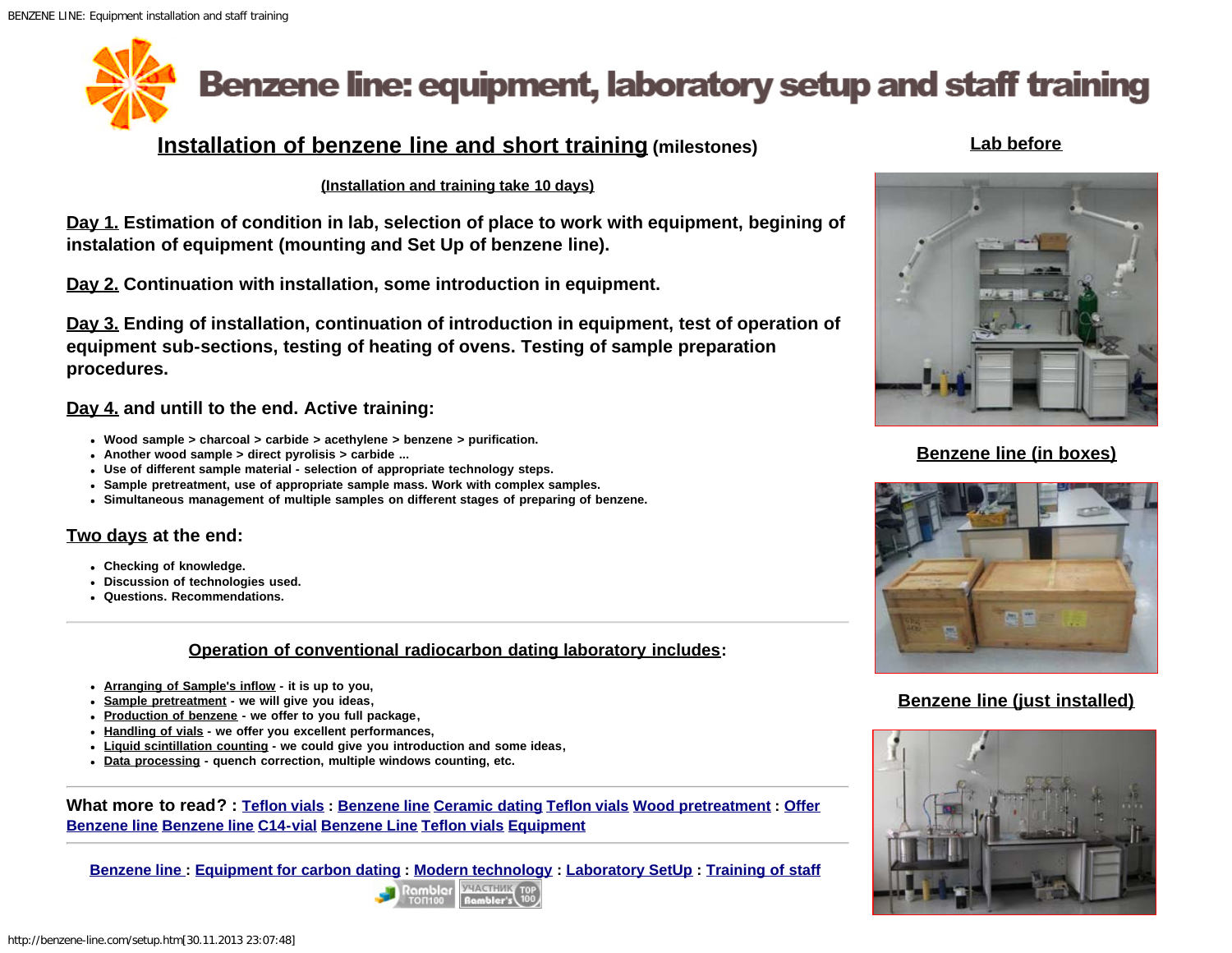# Benzene line: equipment, laboratory setup and staff training

## Installation of benzene line and short training (milestones)

(Installation and training take 10 days)

**Day 1.** Estimation of condition in lab, selection of place to work with equipment, begining of instalation of equipment (mounting and Set Up of benzene line).

**Day 2.** Continuation with installation, some introduction in equipment.

**Day 3.** Ending of installation, continuation of introduction in equipment, test of operation of equipment sub-sections, testing of heating of ovens. Testing of sample preparation procedures.

**Day 4.** and untill to the end. Active training:

- Wood sample > charcoal > carbide > acethylene > benzene > purification.
- Another wood sample > direct pyrolisis > carbide ...
- Use of different sample material - selection of appropriate technology steps.
- Sample pretreatment, use of appropriate sample mass. Work with complex samples.
- Simultaneous management of multiple samples on different stages of preparing of benzene.

**Two days** at the end:

- Checking of knowledge.
- Discussion of technologies used.
- Questions. Recommendations.

---

### Operation of conventional radiocarbon dating laboratory includes:

- Arranging of Sample's inflow - it is up to you,
- Sample pretreatment - we will give you ideas,
- Production of benzene - we offer to you full package,
- Handling of vials - we offer you excellent performances,
- Liquid scintillation counting - we could give you introduction and some ideas,
- Data processing - quench correction, multiple windows counting, etc.

---

**What more to read? :** Teflon vials : Benzene line Ceramic dating Teflon vials Wood pretreatment : Offer Benzene line Benzene line C14-vial Benzene Line Teflon vials Equipment

---

Benzene line : Equipment for carbon dating : Modern technology : Laboratory SetUp : Training of staff

**Lab before**

**Benzene line (in boxes)**

**Benzene line (just installed)**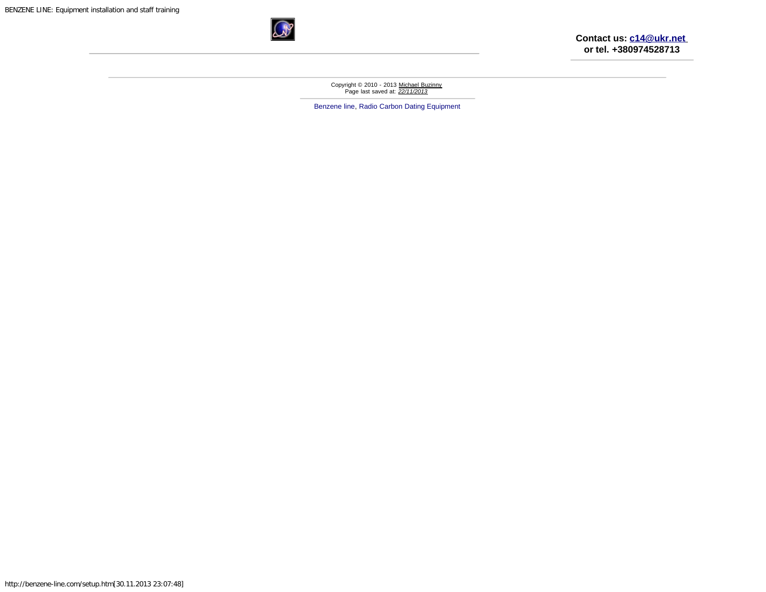**Contact us: c14@ukr.net**
**or tel. +380974528713**

---

Copyright © 2010 - 2013 Michael Buzinny
Page last saved at: *22/11/2013*

---

Benzene line, Radio Carbon Dating Equipment